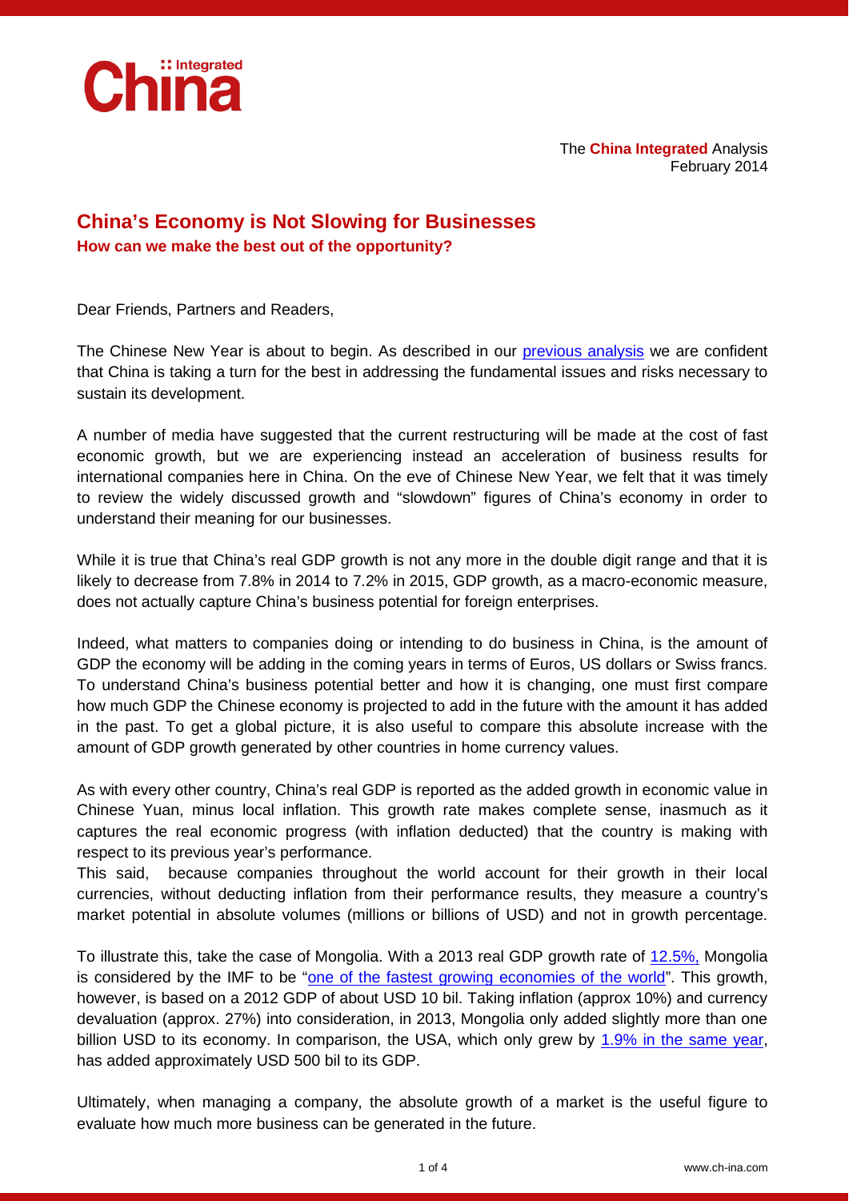The **China Integrated** Analysis
February 2014

## China's Economy is Not Slowing for Businesses

**How can we make the best out of the opportunity?**

Dear Friends, Partners and Readers,

The Chinese New Year is about to begin. As described in our previous analysis we are confident that China is taking a turn for the best in addressing the fundamental issues and risks necessary to sustain its development.

A number of media have suggested that the current restructuring will be made at the cost of fast economic growth, but we are experiencing instead an acceleration of business results for international companies here in China. On the eve of Chinese New Year, we felt that it was timely to review the widely discussed growth and "slowdown" figures of China's economy in order to understand their meaning for our businesses.

While it is true that China's real GDP growth is not any more in the double digit range and that it is likely to decrease from 7.8% in 2014 to 7.2% in 2015, GDP growth, as a macro-economic measure, does not actually capture China's business potential for foreign enterprises.

Indeed, what matters to companies doing or intending to do business in China, is the amount of GDP the economy will be adding in the coming years in terms of Euros, US dollars or Swiss francs. To understand China's business potential better and how it is changing, one must first compare how much GDP the Chinese economy is projected to add in the future with the amount it has added in the past. To get a global picture, it is also useful to compare this absolute increase with the amount of GDP growth generated by other countries in home currency values.

As with every other country, China's real GDP is reported as the added growth in economic value in Chinese Yuan, minus local inflation. This growth rate makes complete sense, inasmuch as it captures the real economic progress (with inflation deducted) that the country is making with respect to its previous year's performance.
This said, because companies throughout the world account for their growth in their local currencies, without deducting inflation from their performance results, they measure a country's market potential in absolute volumes (millions or billions of USD) and not in growth percentage.

To illustrate this, take the case of Mongolia. With a 2013 real GDP growth rate of 12.5%, Mongolia is considered by the IMF to be "one of the fastest growing economies of the world". This growth, however, is based on a 2012 GDP of about USD 10 bil. Taking inflation (approx 10%) and currency devaluation (approx. 27%) into consideration, in 2013, Mongolia only added slightly more than one billion USD to its economy. In comparison, the USA, which only grew by 1.9% in the same year, has added approximately USD 500 bil to its GDP.

Ultimately, when managing a company, the absolute growth of a market is the useful figure to evaluate how much more business can be generated in the future.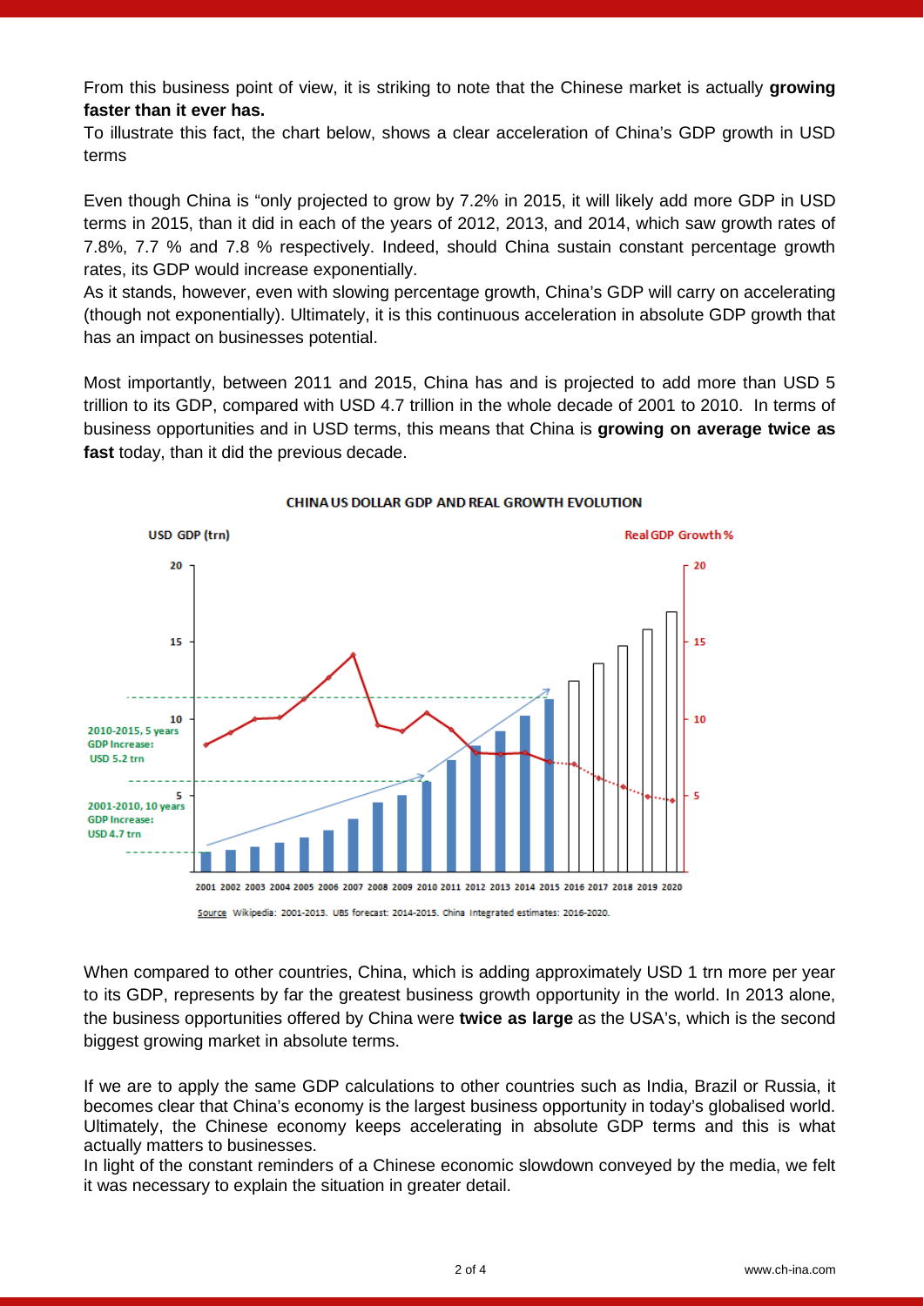From this business point of view, it is striking to note that the Chinese market is actually **growing faster than it ever has.**

To illustrate this fact, the chart below, shows a clear acceleration of China's GDP growth in USD terms

Even though China is "only projected to grow by 7.2% in 2015, it will likely add more GDP in USD terms in 2015, than it did in each of the years of 2012, 2013, and 2014, which saw growth rates of 7.8%, 7.7 % and 7.8 % respectively. Indeed, should China sustain constant percentage growth rates, its GDP would increase exponentially.

As it stands, however, even with slowing percentage growth, China's GDP will carry on accelerating (though not exponentially). Ultimately, it is this continuous acceleration in absolute GDP growth that has an impact on businesses potential.

Most importantly, between 2011 and 2015, China has and is projected to add more than USD 5 trillion to its GDP, compared with USD 4.7 trillion in the whole decade of 2001 to 2010. In terms of business opportunities and in USD terms, this means that China is **growing on average twice as fast** today, than it did the previous decade.

**CHINA US DOLLAR GDP AND REAL GROWTH EVOLUTION**

Source Wikipedia: 2001-2013. UBS forecast: 2014-2015. China Integrated estimates: 2016-2020.

When compared to other countries, China, which is adding approximately USD 1 trn more per year to its GDP, represents by far the greatest business growth opportunity in the world. In 2013 alone, the business opportunities offered by China were **twice as large** as the USA's, which is the second biggest growing market in absolute terms.

If we are to apply the same GDP calculations to other countries such as India, Brazil or Russia, it becomes clear that China's economy is the largest business opportunity in today's globalised world. Ultimately, the Chinese economy keeps accelerating in absolute GDP terms and this is what actually matters to businesses.

In light of the constant reminders of a Chinese economic slowdown conveyed by the media, we felt it was necessary to explain the situation in greater detail.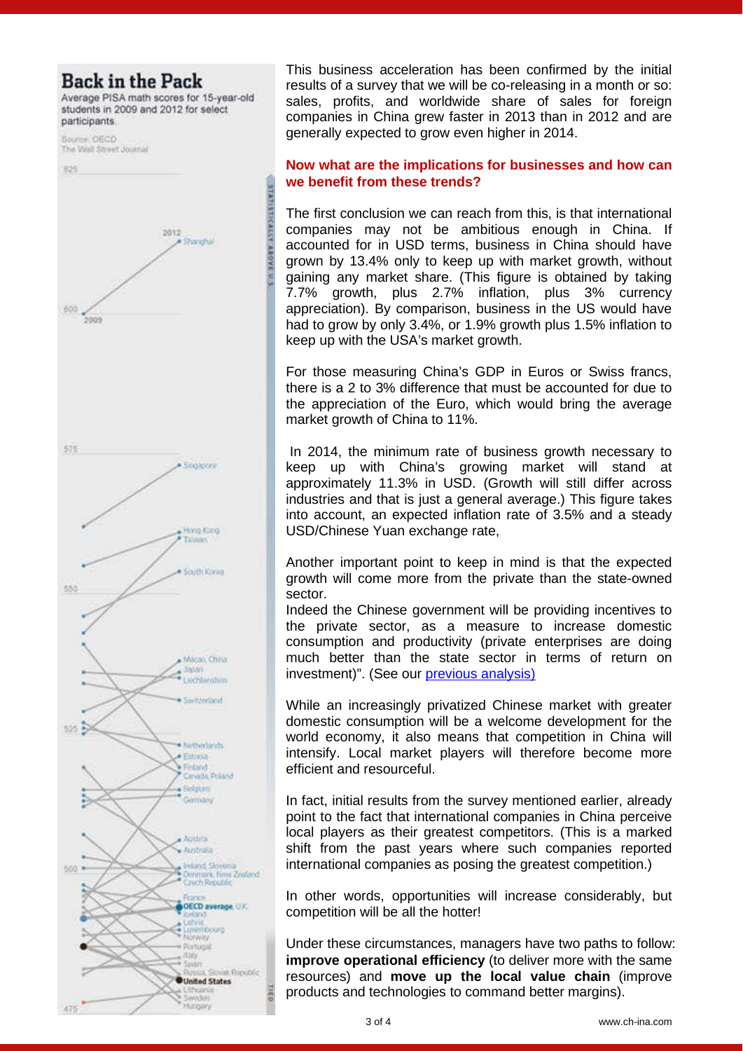**Back in the Pack**

Average PISA math scores for 15-year-old students in 2009 and 2012 for select participants.

Source: OECD
The Wall Street Journal

This business acceleration has been confirmed by the initial results of a survey that we will be co-releasing in a month or so: sales, profits, and worldwide share of sales for foreign companies in China grew faster in 2013 than in 2012 and are generally expected to grow even higher in 2014.

**Now what are the implications for businesses and how can we benefit from these trends?**

The first conclusion we can reach from this, is that international companies may not be ambitious enough in China. If accounted for in USD terms, business in China should have grown by 13.4% only to keep up with market growth, without gaining any market share. (This figure is obtained by taking 7.7% growth, plus 2.7% inflation, plus 3% currency appreciation). By comparison, business in the US would have had to grow by only 3.4%, or 1.9% growth plus 1.5% inflation to keep up with the USA's market growth.

For those measuring China's GDP in Euros or Swiss francs, there is a 2 to 3% difference that must be accounted for due to the appreciation of the Euro, which would bring the average market growth of China to 11%.

In 2014, the minimum rate of business growth necessary to keep up with China's growing market will stand at approximately 11.3% in USD. (Growth will still differ across industries and that is just a general average.) This figure takes into account, an expected inflation rate of 3.5% and a steady USD/Chinese Yuan exchange rate,

Another important point to keep in mind is that the expected growth will come more from the private than the state-owned sector.
Indeed the Chinese government will be providing incentives to the private sector, as a measure to increase domestic consumption and productivity (private enterprises are doing much better than the state sector in terms of return on investment)". (See our previous analysis)

While an increasingly privatized Chinese market with greater domestic consumption will be a welcome development for the world economy, it also means that competition in China will intensify. Local market players will therefore become more efficient and resourceful.

In fact, initial results from the survey mentioned earlier, already point to the fact that international companies in China perceive local players as their greatest competitors. (This is a marked shift from the past years where such companies reported international companies as posing the greatest competition.)

In other words, opportunities will increase considerably, but competition will be all the hotter!

Under these circumstances, managers have two paths to follow: **improve operational efficiency** (to deliver more with the same resources) and **move up the local value chain** (improve products and technologies to command better margins).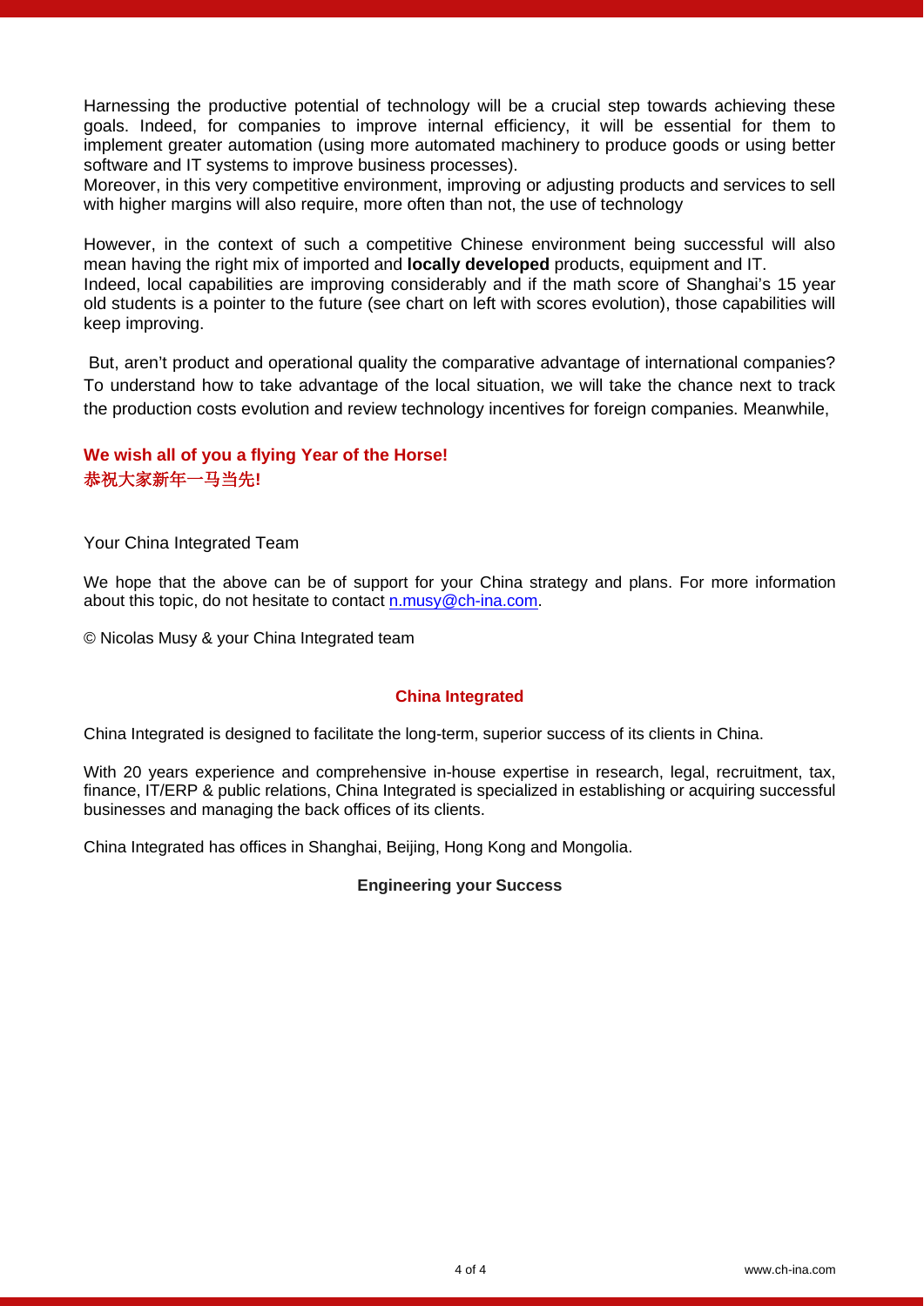Harnessing the productive potential of technology will be a crucial step towards achieving these goals. Indeed, for companies to improve internal efficiency, it will be essential for them to implement greater automation (using more automated machinery to produce goods or using better software and IT systems to improve business processes).
Moreover, in this very competitive environment, improving or adjusting products and services to sell with higher margins will also require, more often than not, the use of technology

However, in the context of such a competitive Chinese environment being successful will also mean having the right mix of imported and **locally developed** products, equipment and IT.
Indeed, local capabilities are improving considerably and if the math score of Shanghai's 15 year old students is a pointer to the future (see chart on left with scores evolution), those capabilities will keep improving.

But, aren't product and operational quality the comparative advantage of international companies? To understand how to take advantage of the local situation, we will take the chance next to track the production costs evolution and review technology incentives for foreign companies. Meanwhile,

**We wish all of you a flying Year of the Horse!**
**恭祝大家新年一马当先!**

Your China Integrated Team

We hope that the above can be of support for your China strategy and plans. For more information about this topic, do not hesitate to contact n.musy@ch-ina.com.

© Nicolas Musy & your China Integrated team

**China Integrated**

China Integrated is designed to facilitate the long-term, superior success of its clients in China.

With 20 years experience and comprehensive in-house expertise in research, legal, recruitment, tax, finance, IT/ERP & public relations, China Integrated is specialized in establishing or acquiring successful businesses and managing the back offices of its clients.

China Integrated has offices in Shanghai, Beijing, Hong Kong and Mongolia.

**Engineering your Success**